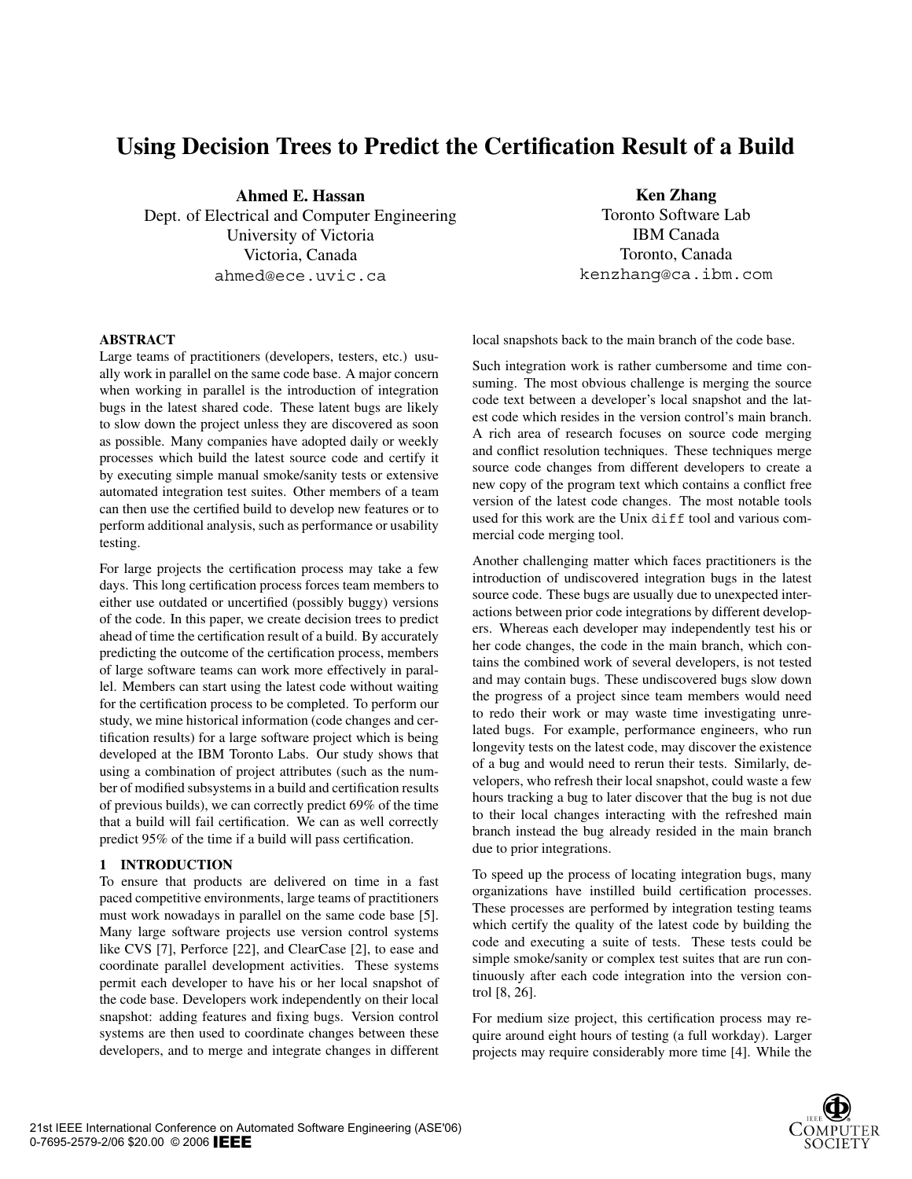# Using Decision Trees to Predict the Certification Result of a Build

**Ahmed E. Hassan**
Dept. of Electrical and Computer Engineering
University of Victoria
Victoria, Canada
ahmed@ece.uvic.ca

**Ken Zhang**
Toronto Software Lab
IBM Canada
Toronto, Canada
kenzhang@ca.ibm.com

## ABSTRACT

Large teams of practitioners (developers, testers, etc.) usually work in parallel on the same code base. A major concern when working in parallel is the introduction of integration bugs in the latest shared code. These latent bugs are likely to slow down the project unless they are discovered as soon as possible. Many companies have adopted daily or weekly processes which build the latest source code and certify it by executing simple manual smoke/sanity tests or extensive automated integration test suites. Other members of a team can then use the certified build to develop new features or to perform additional analysis, such as performance or usability testing.

For large projects the certification process may take a few days. This long certification process forces team members to either use outdated or uncertified (possibly buggy) versions of the code. In this paper, we create decision trees to predict ahead of time the certification result of a build. By accurately predicting the outcome of the certification process, members of large software teams can work more effectively in parallel. Members can start using the latest code without waiting for the certification process to be completed. To perform our study, we mine historical information (code changes and certification results) for a large software project which is being developed at the IBM Toronto Labs. Our study shows that using a combination of project attributes (such as the number of modified subsystems in a build and certification results of previous builds), we can correctly predict 69% of the time that a build will fail certification. We can as well correctly predict 95% of the time if a build will pass certification.

## 1 INTRODUCTION

To ensure that products are delivered on time in a fast paced competitive environments, large teams of practitioners must work nowadays in parallel on the same code base [5]. Many large software projects use version control systems like CVS [7], Perforce [22], and ClearCase [2], to ease and coordinate parallel development activities. These systems permit each developer to have his or her local snapshot of the code base. Developers work independently on their local snapshot: adding features and fixing bugs. Version control systems are then used to coordinate changes between these developers, and to merge and integrate changes in different local snapshots back to the main branch of the code base.

Such integration work is rather cumbersome and time consuming. The most obvious challenge is merging the source code text between a developer's local snapshot and the latest code which resides in the version control's main branch. A rich area of research focuses on source code merging and conflict resolution techniques. These techniques merge source code changes from different developers to create a new copy of the program text which contains a conflict free version of the latest code changes. The most notable tools used for this work are the Unix `diff` tool and various commercial code merging tool.

Another challenging matter which faces practitioners is the introduction of undiscovered integration bugs in the latest source code. These bugs are usually due to unexpected interactions between prior code integrations by different developers. Whereas each developer may independently test his or her code changes, the code in the main branch, which contains the combined work of several developers, is not tested and may contain bugs. These undiscovered bugs slow down the progress of a project since team members would need to redo their work or may waste time investigating unrelated bugs. For example, performance engineers, who run longevity tests on the latest code, may discover the existence of a bug and would need to rerun their tests. Similarly, developers, who refresh their local snapshot, could waste a few hours tracking a bug to later discover that the bug is not due to their local changes interacting with the refreshed main branch instead the bug already resided in the main branch due to prior integrations.

To speed up the process of locating integration bugs, many organizations have instilled build certification processes. These processes are performed by integration testing teams which certify the quality of the latest code by building the code and executing a suite of tests. These tests could be simple smoke/sanity or complex test suites that are run continuously after each code integration into the version control [8, 26].

For medium size project, this certification process may require around eight hours of testing (a full workday). Larger projects may require considerably more time [4]. While the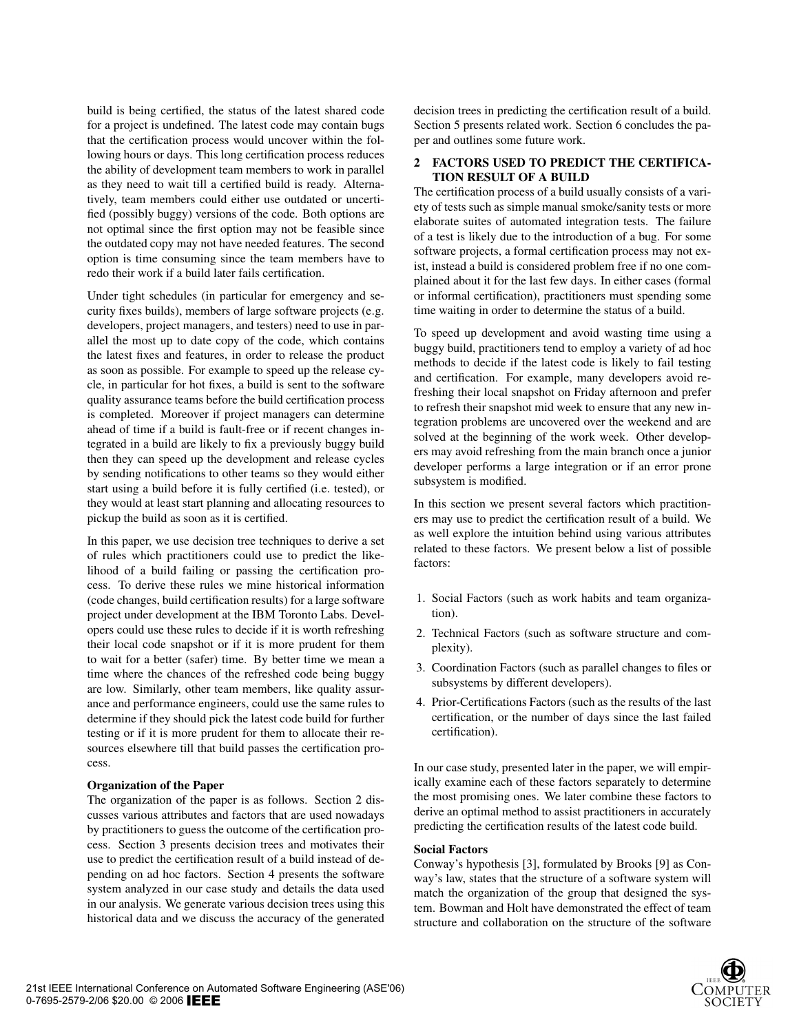build is being certified, the status of the latest shared code for a project is undefined. The latest code may contain bugs that the certification process would uncover within the following hours or days. This long certification process reduces the ability of development team members to work in parallel as they need to wait till a certified build is ready. Alternatively, team members could either use outdated or uncertified (possibly buggy) versions of the code. Both options are not optimal since the first option may not be feasible since the outdated copy may not have needed features. The second option is time consuming since the team members have to redo their work if a build later fails certification.

Under tight schedules (in particular for emergency and security fixes builds), members of large software projects (e.g. developers, project managers, and testers) need to use in parallel the most up to date copy of the code, which contains the latest fixes and features, in order to release the product as soon as possible. For example to speed up the release cycle, in particular for hot fixes, a build is sent to the software quality assurance teams before the build certification process is completed. Moreover if project managers can determine ahead of time if a build is fault-free or if recent changes integrated in a build are likely to fix a previously buggy build then they can speed up the development and release cycles by sending notifications to other teams so they would either start using a build before it is fully certified (i.e. tested), or they would at least start planning and allocating resources to pickup the build as soon as it is certified.

In this paper, we use decision tree techniques to derive a set of rules which practitioners could use to predict the likelihood of a build failing or passing the certification process. To derive these rules we mine historical information (code changes, build certification results) for a large software project under development at the IBM Toronto Labs. Developers could use these rules to decide if it is worth refreshing their local code snapshot or if it is more prudent for them to wait for a better (safer) time. By better time we mean a time where the chances of the refreshed code being buggy are low. Similarly, other team members, like quality assurance and performance engineers, could use the same rules to determine if they should pick the latest code build for further testing or if it is more prudent for them to allocate their resources elsewhere till that build passes the certification process.

**Organization of the Paper**

The organization of the paper is as follows. Section 2 discusses various attributes and factors that are used nowadays by practitioners to guess the outcome of the certification process. Section 3 presents decision trees and motivates their use to predict the certification result of a build instead of depending on ad hoc factors. Section 4 presents the software system analyzed in our case study and details the data used in our analysis. We generate various decision trees using this historical data and we discuss the accuracy of the generated decision trees in predicting the certification result of a build. Section 5 presents related work. Section 6 concludes the paper and outlines some future work.

## 2 FACTORS USED TO PREDICT THE CERTIFICATION RESULT OF A BUILD

The certification process of a build usually consists of a variety of tests such as simple manual smoke/sanity tests or more elaborate suites of automated integration tests. The failure of a test is likely due to the introduction of a bug. For some software projects, a formal certification process may not exist, instead a build is considered problem free if no one complained about it for the last few days. In either cases (formal or informal certification), practitioners must spending some time waiting in order to determine the status of a build.

To speed up development and avoid wasting time using a buggy build, practitioners tend to employ a variety of ad hoc methods to decide if the latest code is likely to fail testing and certification. For example, many developers avoid refreshing their local snapshot on Friday afternoon and prefer to refresh their snapshot mid week to ensure that any new integration problems are uncovered over the weekend and are solved at the beginning of the work week. Other developers may avoid refreshing from the main branch once a junior developer performs a large integration or if an error prone subsystem is modified.

In this section we present several factors which practitioners may use to predict the certification result of a build. We as well explore the intuition behind using various attributes related to these factors. We present below a list of possible factors:

1. Social Factors (such as work habits and team organization).
2. Technical Factors (such as software structure and complexity).
3. Coordination Factors (such as parallel changes to files or subsystems by different developers).
4. Prior-Certifications Factors (such as the results of the last certification, or the number of days since the last failed certification).

In our case study, presented later in the paper, we will empirically examine each of these factors separately to determine the most promising ones. We later combine these factors to derive an optimal method to assist practitioners in accurately predicting the certification results of the latest code build.

**Social Factors**

Conway's hypothesis [3], formulated by Brooks [9] as Conway's law, states that the structure of a software system will match the organization of the group that designed the system. Bowman and Holt have demonstrated the effect of team structure and collaboration on the structure of the software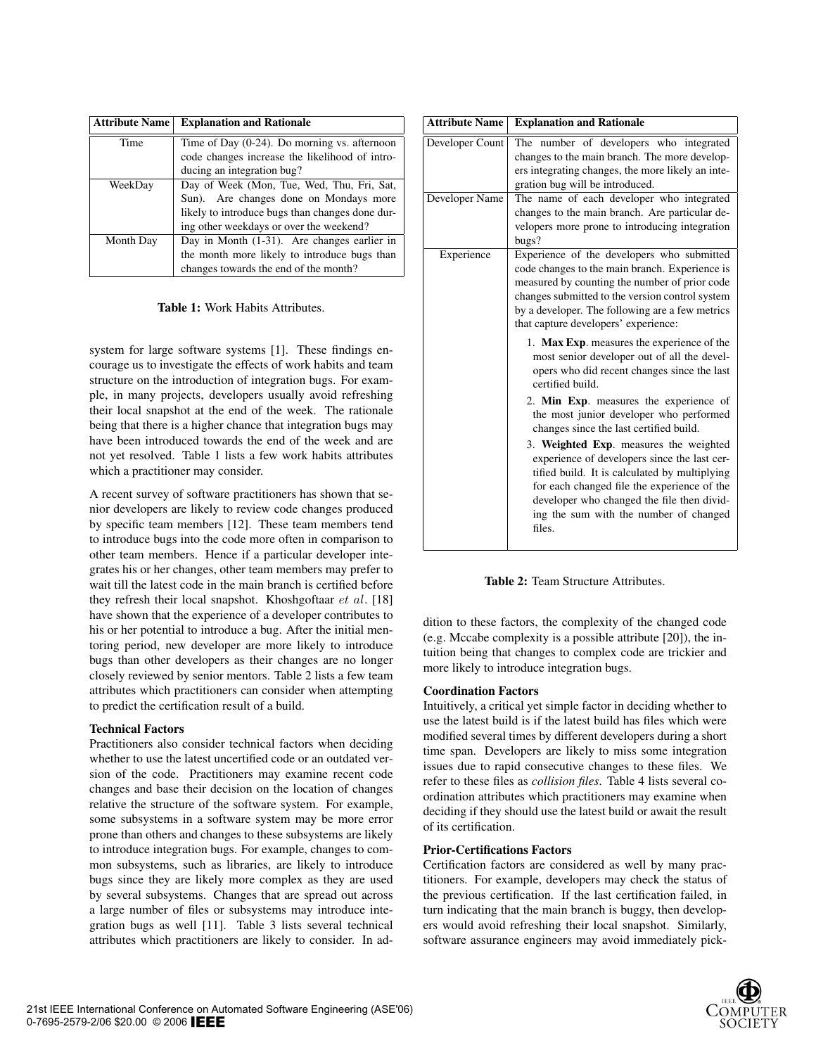| Attribute Name | Explanation and Rationale |
|---|---|
| Time | Time of Day (0-24). Do morning vs. afternoon code changes increase the likelihood of introducing an integration bug? |
| WeekDay | Day of Week (Mon, Tue, Wed, Thu, Fri, Sat, Sun). Are changes done on Mondays more likely to introduce bugs than changes done during other weekdays or over the weekend? |
| Month Day | Day in Month (1-31). Are changes earlier in the month more likely to introduce bugs than changes towards the end of the month? |

**Table 1:** Work Habits Attributes.

system for large software systems [1]. These findings encourage us to investigate the effects of work habits and team structure on the introduction of integration bugs. For example, in many projects, developers usually avoid refreshing their local snapshot at the end of the week. The rationale being that there is a higher chance that integration bugs may have been introduced towards the end of the week and are not yet resolved. Table 1 lists a few work habits attributes which a practitioner may consider.

A recent survey of software practitioners has shown that senior developers are likely to review code changes produced by specific team members [12]. These team members tend to introduce bugs into the code more often in comparison to other team members. Hence if a particular developer integrates his or her changes, other team members may prefer to wait till the latest code in the main branch is certified before they refresh their local snapshot. Khoshgoftaar *et al.* [18] have shown that the experience of a developer contributes to his or her potential to introduce a bug. After the initial mentoring period, new developer are more likely to introduce bugs than other developers as their changes are no longer closely reviewed by senior mentors. Table 2 lists a few team attributes which practitioners can consider when attempting to predict the certification result of a build.

**Technical Factors**
Practitioners also consider technical factors when deciding whether to use the latest uncertified code or an outdated version of the code. Practitioners may examine recent code changes and base their decision on the location of changes relative the structure of the software system. For example, some subsystems in a software system may be more error prone than others and changes to these subsystems are likely to introduce integration bugs. For example, changes to common subsystems, such as libraries, are likely to introduce bugs since they are likely more complex as they are used by several subsystems. Changes that are spread out across a large number of files or subsystems may introduce integration bugs as well [11]. Table 3 lists several technical attributes which practitioners are likely to consider. In addition to these factors, the complexity of the changed code (e.g. Mccabe complexity is a possible attribute [20]), the intuition being that changes to complex code are trickier and more likely to introduce integration bugs.

| Attribute Name | Explanation and Rationale |
|---|---|
| Developer Count | The number of developers who integrated changes to the main branch. The more developers integrating changes, the more likely an integration bug will be introduced. |
| Developer Name | The name of each developer who integrated changes to the main branch. Are particular developers more prone to introducing integration bugs? |
| Experience | Experience of the developers who submitted code changes to the main branch. Experience is measured by counting the number of prior code changes submitted to the version control system by a developer. The following are a few metrics that capture developers' experience: 1. **Max Exp**. measures the experience of the most senior developer out of all the developers who did recent changes since the last certified build. 2. **Min Exp**. measures the experience of the most junior developer who performed changes since the last certified build. 3. **Weighted Exp**. measures the weighted experience of developers since the last certified build. It is calculated by multiplying for each changed file the experience of the developer who changed the file then dividing the sum with the number of changed files. |

**Table 2:** Team Structure Attributes.

**Coordination Factors**
Intuitively, a critical yet simple factor in deciding whether to use the latest build is if the latest build has files which were modified several times by different developers during a short time span. Developers are likely to miss some integration issues due to rapid consecutive changes to these files. We refer to these files as *collision files*. Table 4 lists several coordination attributes which practitioners may examine when deciding if they should use the latest build or await the result of its certification.

**Prior-Certifications Factors**
Certification factors are considered as well by many practitioners. For example, developers may check the status of the previous certification. If the last certification failed, in turn indicating that the main branch is buggy, then developers would avoid refreshing their local snapshot. Similarly, software assurance engineers may avoid immediately pick-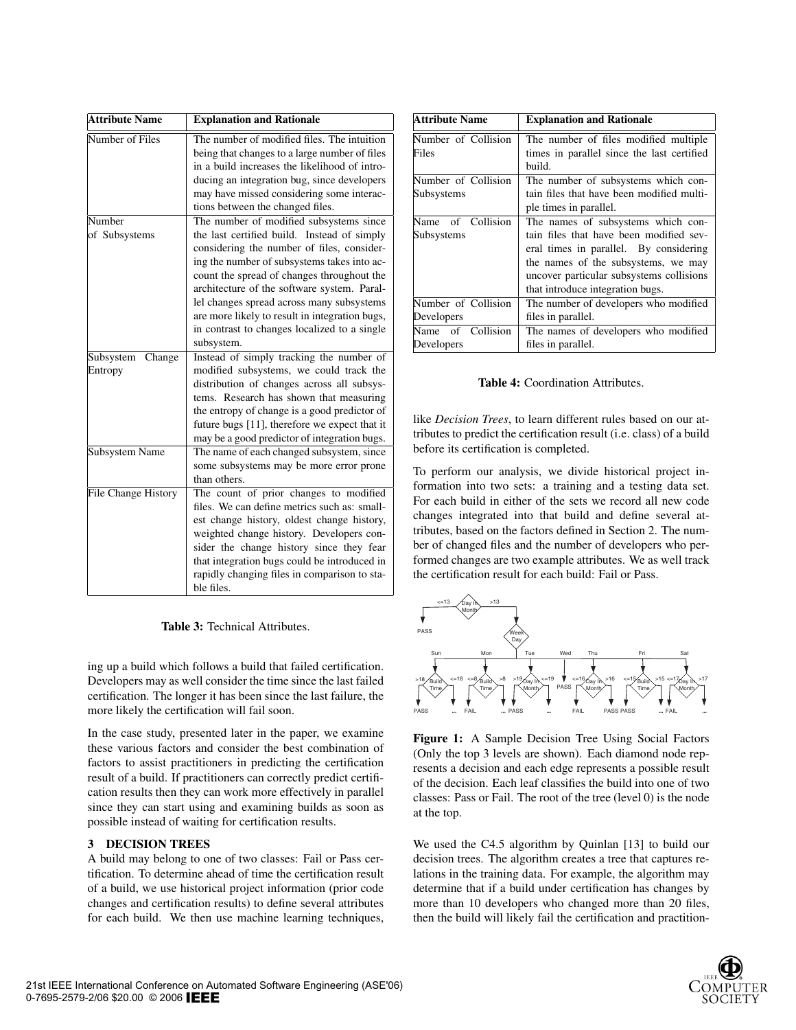| Attribute Name | Explanation and Rationale |
|---|---|
| Number of Files | The number of modified files. The intuition being that changes to a large number of files in a build increases the likelihood of introducing an integration bug, since developers may have missed considering some interactions between the changed files. |
| Number of Subsystems | The number of modified subsystems since the last certified build. Instead of simply considering the number of files, considering the number of subsystems takes into account the spread of changes throughout the architecture of the software system. Parallel changes spread across many subsystems are more likely to result in integration bugs, in contrast to changes localized to a single subsystem. |
| Subsystem Change Entropy | Instead of simply tracking the number of modified subsystems, we could track the distribution of changes across all subsystems. Research has shown that measuring the entropy of change is a good predictor of future bugs [11], therefore we expect that it may be a good predictor of integration bugs. |
| Subsystem Name | The name of each changed subsystem, since some subsystems may be more error prone than others. |
| File Change History | The count of prior changes to modified files. We can define metrics such as: smallest change history, oldest change history, weighted change history. Developers consider the change history since they fear that integration bugs could be introduced in rapidly changing files in comparison to stable files. |

**Table 3:** Technical Attributes.

ing up a build which follows a build that failed certification. Developers may as well consider the time since the last failed certification. The longer it has been since the last failure, the more likely the certification will fail soon.

In the case study, presented later in the paper, we examine these various factors and consider the best combination of factors to assist practitioners in predicting the certification result of a build. If practitioners can correctly predict certification results then they can work more effectively in parallel since they can start using and examining builds as soon as possible instead of waiting for certification results.

## 3 DECISION TREES

A build may belong to one of two classes: Fail or Pass certification. To determine ahead of time the certification result of a build, we use historical project information (prior code changes and certification results) to define several attributes for each build. We then use machine learning techniques, like *Decision Trees*, to learn different rules based on our attributes to predict the certification result (i.e. class) of a build before its certification is completed.

| Attribute Name | Explanation and Rationale |
|---|---|
| Number of Collision Files | The number of files modified multiple times in parallel since the last certified build. |
| Number of Collision Subsystems | The number of subsystems which contain files that have been modified multiple times in parallel. |
| Name of Collision Subsystems | The names of subsystems which contain files that have been modified several times in parallel. By considering the names of the subsystems, we may uncover particular subsystems collisions that introduce integration bugs. |
| Number of Collision Developers | The number of developers who modified files in parallel. |
| Name of Collision Developers | The names of developers who modified files in parallel. |

**Table 4:** Coordination Attributes.

To perform our analysis, we divide historical project information into two sets: a training and a testing data set. For each build in either of the sets we record all new code changes integrated into that build and define several attributes, based on the factors defined in Section 2. The number of changed files and the number of developers who performed changes are two example attributes. We as well track the certification result for each build: Fail or Pass.

**Figure 1:** A Sample Decision Tree Using Social Factors (Only the top 3 levels are shown). Each diamond node represents a decision and each edge represents a possible result of the decision. Each leaf classifies the build into one of two classes: Pass or Fail. The root of the tree (level 0) is the node at the top.

We used the C4.5 algorithm by Quinlan [13] to build our decision trees. The algorithm creates a tree that captures relations in the training data. For example, the algorithm may determine that if a build under certification has changes by more than 10 developers who changed more than 20 files, then the build will likely fail the certification and practition-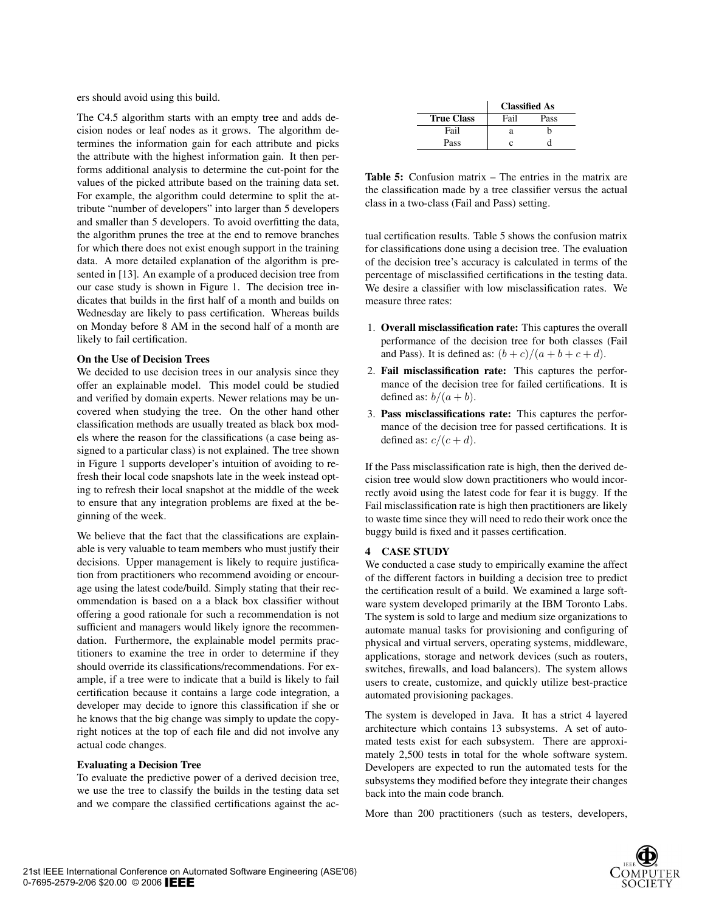ers should avoid using this build.

The C4.5 algorithm starts with an empty tree and adds decision nodes or leaf nodes as it grows. The algorithm determines the information gain for each attribute and picks the attribute with the highest information gain. It then performs additional analysis to determine the cut-point for the values of the picked attribute based on the training data set. For example, the algorithm could determine to split the attribute "number of developers" into larger than 5 developers and smaller than 5 developers. To avoid overfitting the data, the algorithm prunes the tree at the end to remove branches for which there does not exist enough support in the training data. A more detailed explanation of the algorithm is presented in [13]. An example of a produced decision tree from our case study is shown in Figure 1. The decision tree indicates that builds in the first half of a month and builds on Wednesday are likely to pass certification. Whereas builds on Monday before 8 AM in the second half of a month are likely to fail certification.

**On the Use of Decision Trees**

We decided to use decision trees in our analysis since they offer an explainable model. This model could be studied and verified by domain experts. Newer relations may be uncovered when studying the tree. On the other hand other classification methods are usually treated as black box models where the reason for the classifications (a case being assigned to a particular class) is not explained. The tree shown in Figure 1 supports developer's intuition of avoiding to refresh their local code snapshots late in the week instead opting to refresh their local snapshot at the middle of the week to ensure that any integration problems are fixed at the beginning of the week.

We believe that the fact that the classifications are explainable is very valuable to team members who must justify their decisions. Upper management is likely to require justification from practitioners who recommend avoiding or encourage using the latest code/build. Simply stating that their recommendation is based on a a black box classifier without offering a good rationale for such a recommendation is not sufficient and managers would likely ignore the recommendation. Furthermore, the explainable model permits practitioners to examine the tree in order to determine if they should override its classifications/recommendations. For example, if a tree were to indicate that a build is likely to fail certification because it contains a large code integration, a developer may decide to ignore this classification if she or he knows that the big change was simply to update the copyright notices at the top of each file and did not involve any actual code changes.

**Evaluating a Decision Tree**

To evaluate the predictive power of a derived decision tree, we use the tree to classify the builds in the testing data set and we compare the classified certifications against the actual certification results. Table 5 shows the confusion matrix for classifications done using a decision tree. The evaluation of the decision tree's accuracy is calculated in terms of the percentage of misclassified certifications in the testing data. We desire a classifier with low misclassification rates. We measure three rates:

|  | **Classified As** |  |
|---|---|---|
| **True Class** | Fail | Pass |
| Fail | a | b |
| Pass | c | d |

**Table 5:** Confusion matrix – The entries in the matrix are the classification made by a tree classifier versus the actual class in a two-class (Fail and Pass) setting.

1. **Overall misclassification rate:** This captures the overall performance of the decision tree for both classes (Fail and Pass). It is defined as: $(b + c)/(a + b + c + d)$.
2. **Fail misclassification rate:** This captures the performance of the decision tree for failed certifications. It is defined as: $b/(a + b)$.
3. **Pass misclassifications rate:** This captures the performance of the decision tree for passed certifications. It is defined as: $c/(c + d)$.

If the Pass misclassification rate is high, then the derived decision tree would slow down practitioners who would incorrectly avoid using the latest code for fear it is buggy. If the Fail misclassification rate is high then practitioners are likely to waste time since they will need to redo their work once the buggy build is fixed and it passes certification.

## 4 CASE STUDY

We conducted a case study to empirically examine the affect of the different factors in building a decision tree to predict the certification result of a build. We examined a large software system developed primarily at the IBM Toronto Labs. The system is sold to large and medium size organizations to automate manual tasks for provisioning and configuring of physical and virtual servers, operating systems, middleware, applications, storage and network devices (such as routers, switches, firewalls, and load balancers). The system allows users to create, customize, and quickly utilize best-practice automated provisioning packages.

The system is developed in Java. It has a strict 4 layered architecture which contains 13 subsystems. A set of automated tests exist for each subsystem. There are approximately 2,500 tests in total for the whole software system. Developers are expected to run the automated tests for the subsystems they modified before they integrate their changes back into the main code branch.

More than 200 practitioners (such as testers, developers,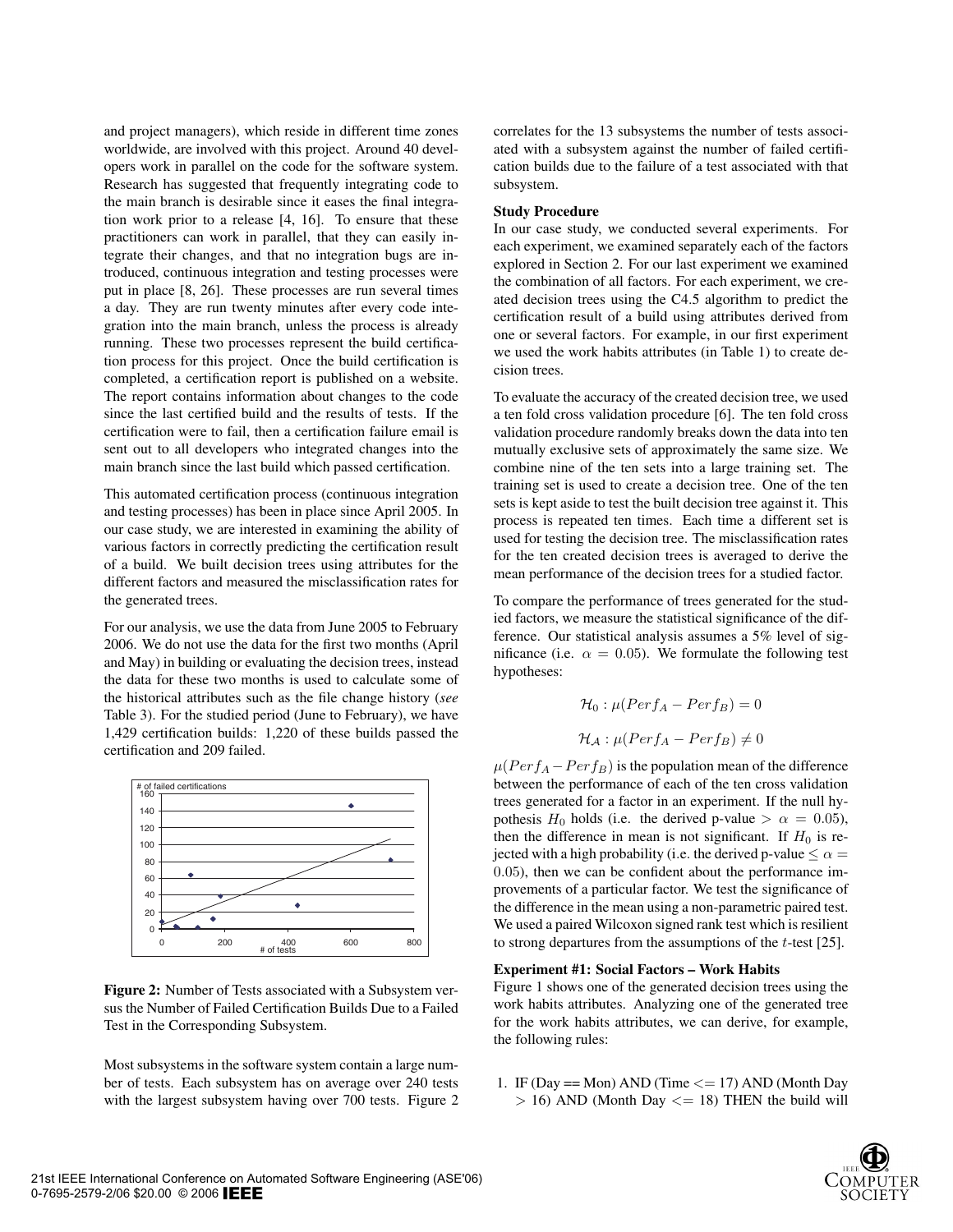and project managers), which reside in different time zones worldwide, are involved with this project. Around 40 developers work in parallel on the code for the software system. Research has suggested that frequently integrating code to the main branch is desirable since it eases the final integration work prior to a release [4, 16]. To ensure that these practitioners can work in parallel, that they can easily integrate their changes, and that no integration bugs are introduced, continuous integration and testing processes were put in place [8, 26]. These processes are run several times a day. They are run twenty minutes after every code integration into the main branch, unless the process is already running. These two processes represent the build certification process for this project. Once the build certification is completed, a certification report is published on a website. The report contains information about changes to the code since the last certified build and the results of tests. If the certification were to fail, then a certification failure email is sent out to all developers who integrated changes into the main branch since the last build which passed certification.

This automated certification process (continuous integration and testing processes) has been in place since April 2005. In our case study, we are interested in examining the ability of various factors in correctly predicting the certification result of a build. We built decision trees using attributes for the different factors and measured the misclassification rates for the generated trees.

For our analysis, we use the data from June 2005 to February 2006. We do not use the data for the first two months (April and May) in building or evaluating the decision trees, instead the data for these two months is used to calculate some of the historical attributes such as the file change history (*see* Table 3). For the studied period (June to February), we have 1,429 certification builds: 1,220 of these builds passed the certification and 209 failed.

**Figure 2:** Number of Tests associated with a Subsystem versus the Number of Failed Certification Builds Due to a Failed Test in the Corresponding Subsystem.

Most subsystems in the software system contain a large number of tests. Each subsystem has on average over 240 tests with the largest subsystem having over 700 tests. Figure 2 correlates for the 13 subsystems the number of tests associated with a subsystem against the number of failed certification builds due to the failure of a test associated with that subsystem.

**Study Procedure**

In our case study, we conducted several experiments. For each experiment, we examined separately each of the factors explored in Section 2. For our last experiment we examined the combination of all factors. For each experiment, we created decision trees using the C4.5 algorithm to predict the certification result of a build using attributes derived from one or several factors. For example, in our first experiment we used the work habits attributes (in Table 1) to create decision trees.

To evaluate the accuracy of the created decision tree, we used a ten fold cross validation procedure [6]. The ten fold cross validation procedure randomly breaks down the data into ten mutually exclusive sets of approximately the same size. We combine nine of the ten sets into a large training set. The training set is used to create a decision tree. One of the ten sets is kept aside to test the built decision tree against it. This process is repeated ten times. Each time a different set is used for testing the decision tree. The misclassification rates for the ten created decision trees is averaged to derive the mean performance of the decision trees for a studied factor.

To compare the performance of trees generated for the studied factors, we measure the statistical significance of the difference. Our statistical analysis assumes a 5% level of significance (i.e. $\alpha = 0.05$). We formulate the following test hypotheses:

$$\mathcal{H}_0 : \mu(Perf_A - Perf_B) = 0$$

$$\mathcal{H}_\mathcal{A} : \mu(Perf_A - Perf_B) \neq 0$$

$\mu(Perf_A - Perf_B)$ is the population mean of the difference between the performance of each of the ten cross validation trees generated for a factor in an experiment. If the null hypothesis $H_0$ holds (i.e. the derived p-value $> \alpha = 0.05$), then the difference in mean is not significant. If $H_0$ is rejected with a high probability (i.e. the derived p-value $\leq \alpha = 0.05$), then we can be confident about the performance improvements of a particular factor. We test the significance of the difference in the mean using a non-parametric paired test. We used a paired Wilcoxon signed rank test which is resilient to strong departures from the assumptions of the $t$-test [25].

**Experiment #1: Social Factors – Work Habits**

Figure 1 shows one of the generated decision trees using the work habits attributes. Analyzing one of the generated tree for the work habits attributes, we can derive, for example, the following rules:

1. IF (Day == Mon) AND (Time <= 17) AND (Month Day > 16) AND (Month Day <= 18) THEN the build will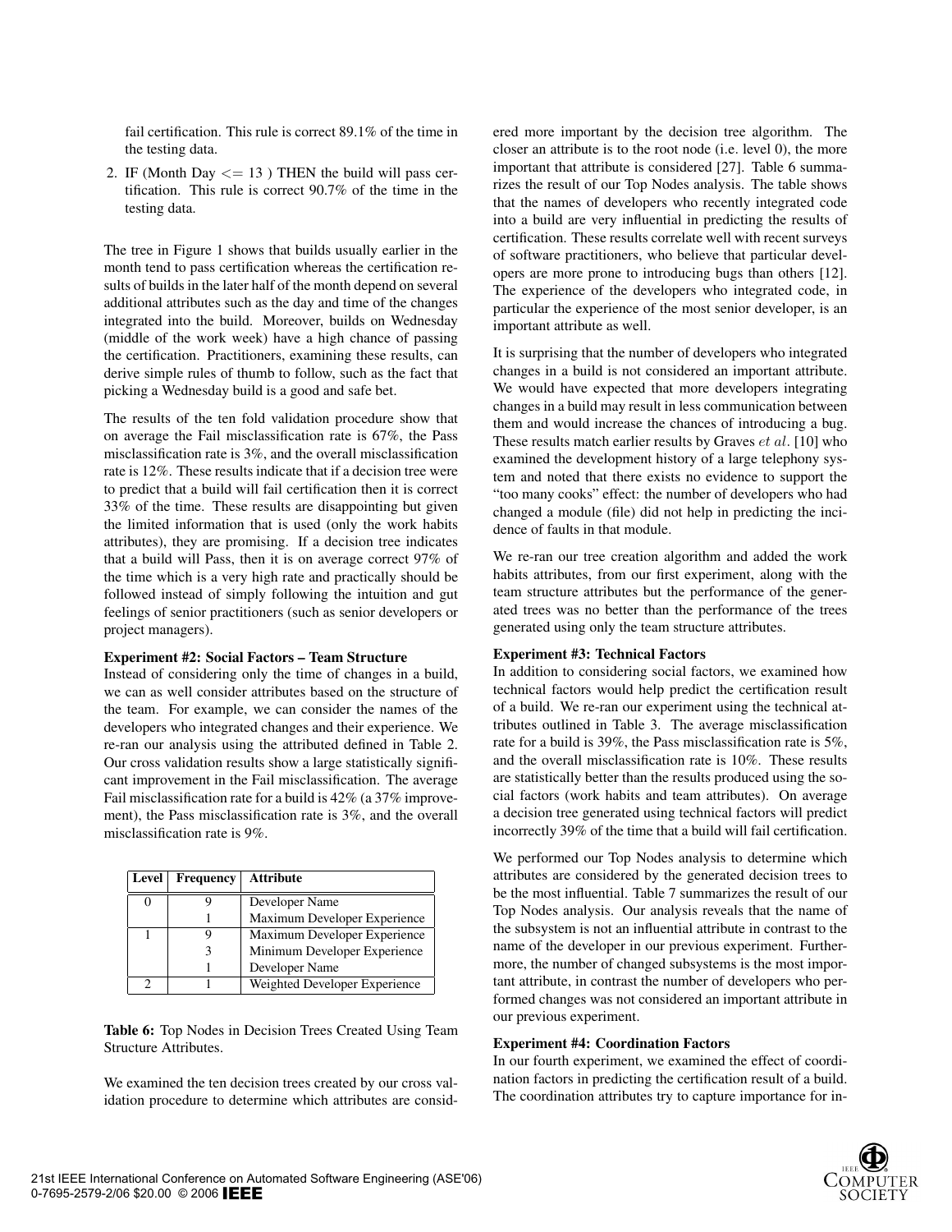fail certification. This rule is correct 89.1% of the time in the testing data.

2. IF (Month Day <= 13 ) THEN the build will pass certification. This rule is correct 90.7% of the time in the testing data.

The tree in Figure 1 shows that builds usually earlier in the month tend to pass certification whereas the certification results of builds in the later half of the month depend on several additional attributes such as the day and time of the changes integrated into the build. Moreover, builds on Wednesday (middle of the work week) have a high chance of passing the certification. Practitioners, examining these results, can derive simple rules of thumb to follow, such as the fact that picking a Wednesday build is a good and safe bet.

The results of the ten fold validation procedure show that on average the Fail misclassification rate is 67%, the Pass misclassification rate is 3%, and the overall misclassification rate is 12%. These results indicate that if a decision tree were to predict that a build will fail certification then it is correct 33% of the time. These results are disappointing but given the limited information that is used (only the work habits attributes), they are promising. If a decision tree indicates that a build will Pass, then it is on average correct 97% of the time which is a very high rate and practically should be followed instead of simply following the intuition and gut feelings of senior practitioners (such as senior developers or project managers).

**Experiment #2: Social Factors – Team Structure**
Instead of considering only the time of changes in a build, we can as well consider attributes based on the structure of the team. For example, we can consider the names of the developers who integrated changes and their experience. We re-ran our analysis using the attributed defined in Table 2. Our cross validation results show a large statistically significant improvement in the Fail misclassification. The average Fail misclassification rate for a build is 42% (a 37% improvement), the Pass misclassification rate is 3%, and the overall misclassification rate is 9%.

| Level | Frequency | Attribute |
|---|---|---|
| 0 | 9 | Developer Name |
| | 1 | Maximum Developer Experience |
| 1 | 9 | Maximum Developer Experience |
| | 3 | Minimum Developer Experience |
| | 1 | Developer Name |
| 2 | 1 | Weighted Developer Experience |

**Table 6:** Top Nodes in Decision Trees Created Using Team Structure Attributes.

We examined the ten decision trees created by our cross validation procedure to determine which attributes are considered more important by the decision tree algorithm. The closer an attribute is to the root node (i.e. level 0), the more important that attribute is considered [27]. Table 6 summarizes the result of our Top Nodes analysis. The table shows that the names of developers who recently integrated code into a build are very influential in predicting the results of certification. These results correlate well with recent surveys of software practitioners, who believe that particular developers are more prone to introducing bugs than others [12]. The experience of the developers who integrated code, in particular the experience of the most senior developer, is an important attribute as well.

It is surprising that the number of developers who integrated changes in a build is not considered an important attribute. We would have expected that more developers integrating changes in a build may result in less communication between them and would increase the chances of introducing a bug. These results match earlier results by Graves *et al.* [10] who examined the development history of a large telephony system and noted that there exists no evidence to support the "too many cooks" effect: the number of developers who had changed a module (file) did not help in predicting the incidence of faults in that module.

We re-ran our tree creation algorithm and added the work habits attributes, from our first experiment, along with the team structure attributes but the performance of the generated trees was no better than the performance of the trees generated using only the team structure attributes.

**Experiment #3: Technical Factors**
In addition to considering social factors, we examined how technical factors would help predict the certification result of a build. We re-ran our experiment using the technical attributes outlined in Table 3. The average misclassification rate for a build is 39%, the Pass misclassification rate is 5%, and the overall misclassification rate is 10%. These results are statistically better than the results produced using the social factors (work habits and team attributes). On average a decision tree generated using technical factors will predict incorrectly 39% of the time that a build will fail certification.

We performed our Top Nodes analysis to determine which attributes are considered by the generated decision trees to be the most influential. Table 7 summarizes the result of our Top Nodes analysis. Our analysis reveals that the name of the subsystem is not an influential attribute in contrast to the name of the developer in our previous experiment. Furthermore, the number of changed subsystems is the most important attribute, in contrast the number of developers who performed changes was not considered an important attribute in our previous experiment.

**Experiment #4: Coordination Factors**
In our fourth experiment, we examined the effect of coordination factors in predicting the certification result of a build. The coordination attributes try to capture importance for in-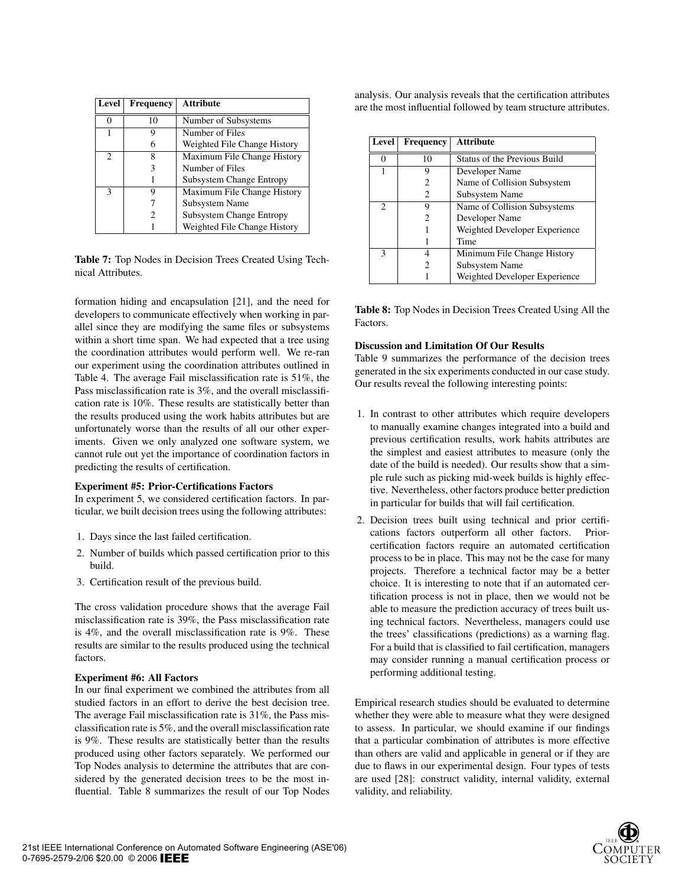| Level | Frequency | Attribute |
|---|---|---|
| 0 | 10 | Number of Subsystems |
| 1 | 9 | Number of Files |
|  | 6 | Weighted File Change History |
| 2 | 8 | Maximum File Change History |
|  | 3 | Number of Files |
|  | 1 | Subsystem Change Entropy |
| 3 | 9 | Maximum File Change History |
|  | 7 | Subsystem Name |
|  | 2 | Subsystem Change Entropy |
|  | 1 | Weighted File Change History |

**Table 7:** Top Nodes in Decision Trees Created Using Technical Attributes.

formation hiding and encapsulation [21], and the need for developers to communicate effectively when working in parallel since they are modifying the same files or subsystems within a short time span. We had expected that a tree using the coordination attributes would perform well. We re-ran our experiment using the coordination attributes outlined in Table 4. The average Fail misclassification rate is 51%, the Pass misclassification rate is 3%, and the overall misclassification rate is 10%. These results are statistically better than the results produced using the work habits attributes but are unfortunately worse than the results of all our other experiments. Given we only analyzed one software system, we cannot rule out yet the importance of coordination factors in predicting the results of certification.

**Experiment #5: Prior-Certifications Factors**

In experiment 5, we considered certification factors. In particular, we built decision trees using the following attributes:

1. Days since the last failed certification.
2. Number of builds which passed certification prior to this build.
3. Certification result of the previous build.

The cross validation procedure shows that the average Fail misclassification rate is 39%, the Pass misclassification rate is 4%, and the overall misclassification rate is 9%. These results are similar to the results produced using the technical factors.

**Experiment #6: All Factors**

In our final experiment we combined the attributes from all studied factors in an effort to derive the best decision tree. The average Fail misclassification rate is 31%, the Pass misclassification rate is 5%, and the overall misclassification rate is 9%. These results are statistically better than the results produced using other factors separately. We performed our Top Nodes analysis to determine the attributes that are considered by the generated decision trees to be the most influential. Table 8 summarizes the result of our Top Nodes analysis. Our analysis reveals that the certification attributes are the most influential followed by team structure attributes.

| Level | Frequency | Attribute |
|---|---|---|
| 0 | 10 | Status of the Previous Build |
| 1 | 9 | Developer Name |
|  | 2 | Name of Collision Subsystem |
|  | 2 | Subsystem Name |
| 2 | 9 | Name of Collision Subsystems |
|  | 2 | Developer Name |
|  | 1 | Weighted Developer Experience |
|  | 1 | Time |
| 3 | 4 | Minimum File Change History |
|  | 2 | Subsystem Name |
|  | 1 | Weighted Developer Experience |

**Table 8:** Top Nodes in Decision Trees Created Using All the Factors.

**Discussion and Limitation Of Our Results**

Table 9 summarizes the performance of the decision trees generated in the six experiments conducted in our case study. Our results reveal the following interesting points:

1. In contrast to other attributes which require developers to manually examine changes integrated into a build and previous certification results, work habits attributes are the simplest and easiest attributes to measure (only the date of the build is needed). Our results show that a simple rule such as picking mid-week builds is highly effective. Nevertheless, other factors produce better prediction in particular for builds that will fail certification.
2. Decision trees built using technical and prior certifications factors outperform all other factors. Prior-certification factors require an automated certification process to be in place. This may not be the case for many projects. Therefore a technical factor may be a better choice. It is interesting to note that if an automated certification process is not in place, then we would not be able to measure the prediction accuracy of trees built using technical factors. Nevertheless, managers could use the trees' classifications (predictions) as a warning flag. For a build that is classified to fail certification, managers may consider running a manual certification process or performing additional testing.

Empirical research studies should be evaluated to determine whether they were able to measure what they were designed to assess. In particular, we should examine if our findings that a particular combination of attributes is more effective than others are valid and applicable in general or if they are due to flaws in our experimental design. Four types of tests are used [28]: construct validity, internal validity, external validity, and reliability.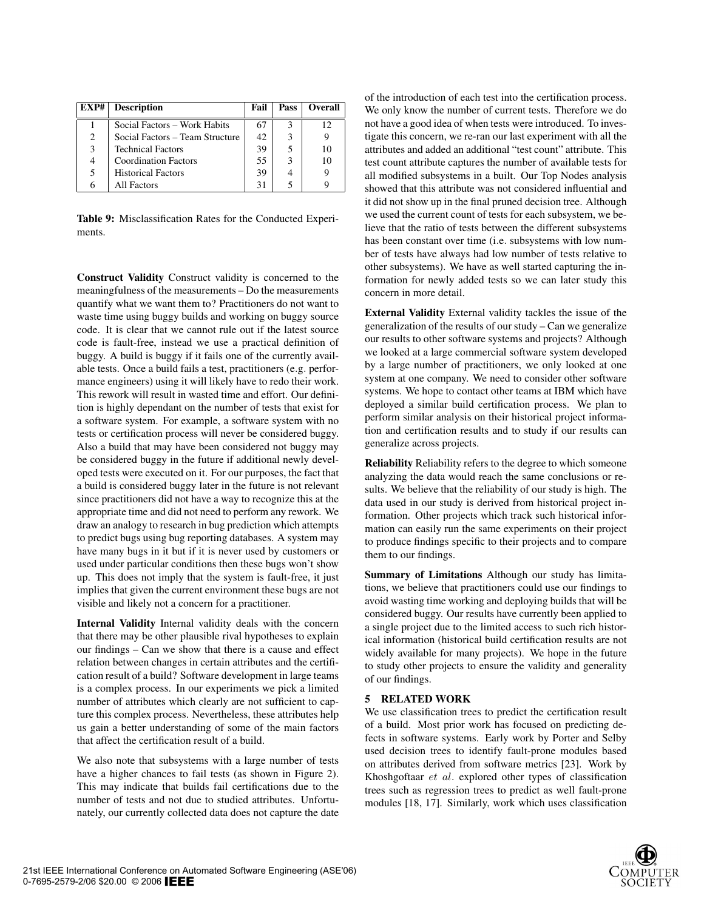| EXP# | Description | Fail | Pass | Overall |
|---|---|---|---|---|
| 1 | Social Factors – Work Habits | 67 | 3 | 12 |
| 2 | Social Factors – Team Structure | 42 | 3 | 9 |
| 3 | Technical Factors | 39 | 5 | 10 |
| 4 | Coordination Factors | 55 | 3 | 10 |
| 5 | Historical Factors | 39 | 4 | 9 |
| 6 | All Factors | 31 | 5 | 9 |

**Table 9:** Misclassification Rates for the Conducted Experiments.

**Construct Validity** Construct validity is concerned to the meaningfulness of the measurements – Do the measurements quantify what we want them to? Practitioners do not want to waste time using buggy builds and working on buggy source code. It is clear that we cannot rule out if the latest source code is fault-free, instead we use a practical definition of buggy. A build is buggy if it fails one of the currently available tests. Once a build fails a test, practitioners (e.g. performance engineers) using it will likely have to redo their work. This rework will result in wasted time and effort. Our definition is highly dependant on the number of tests that exist for a software system. For example, a software system with no tests or certification process will never be considered buggy. Also a build that may have been considered not buggy may be considered buggy in the future if additional newly developed tests were executed on it. For our purposes, the fact that a build is considered buggy later in the future is not relevant since practitioners did not have a way to recognize this at the appropriate time and did not need to perform any rework. We draw an analogy to research in bug prediction which attempts to predict bugs using bug reporting databases. A system may have many bugs in it but if it is never used by customers or used under particular conditions then these bugs won't show up. This does not imply that the system is fault-free, it just implies that given the current environment these bugs are not visible and likely not a concern for a practitioner.

**Internal Validity** Internal validity deals with the concern that there may be other plausible rival hypotheses to explain our findings – Can we show that there is a cause and effect relation between changes in certain attributes and the certification result of a build? Software development in large teams is a complex process. In our experiments we pick a limited number of attributes which clearly are not sufficient to capture this complex process. Nevertheless, these attributes help us gain a better understanding of some of the main factors that affect the certification result of a build.

We also note that subsystems with a large number of tests have a higher chances to fail tests (as shown in Figure 2). This may indicate that builds fail certifications due to the number of tests and not due to studied attributes. Unfortunately, our currently collected data does not capture the date of the introduction of each test into the certification process. We only know the number of current tests. Therefore we do not have a good idea of when tests were introduced. To investigate this concern, we re-ran our last experiment with all the attributes and added an additional "test count" attribute. This test count attribute captures the number of available tests for all modified subsystems in a built. Our Top Nodes analysis showed that this attribute was not considered influential and it did not show up in the final pruned decision tree. Although we used the current count of tests for each subsystem, we believe that the ratio of tests between the different subsystems has been constant over time (i.e. subsystems with low number of tests have always had low number of tests relative to other subsystems). We have as well started capturing the information for newly added tests so we can later study this concern in more detail.

**External Validity** External validity tackles the issue of the generalization of the results of our study – Can we generalize our results to other software systems and projects? Although we looked at a large commercial software system developed by a large number of practitioners, we only looked at one system at one company. We need to consider other software systems. We hope to contact other teams at IBM which have deployed a similar build certification process. We plan to perform similar analysis on their historical project information and certification results and to study if our results can generalize across projects.

**Reliability** Reliability refers to the degree to which someone analyzing the data would reach the same conclusions or results. We believe that the reliability of our study is high. The data used in our study is derived from historical project information. Other projects which track such historical information can easily run the same experiments on their project to produce findings specific to their projects and to compare them to our findings.

**Summary of Limitations** Although our study has limitations, we believe that practitioners could use our findings to avoid wasting time working and deploying builds that will be considered buggy. Our results have currently been applied to a single project due to the limited access to such rich historical information (historical build certification results are not widely available for many projects). We hope in the future to study other projects to ensure the validity and generality of our findings.

## 5 RELATED WORK

We use classification trees to predict the certification result of a build. Most prior work has focused on predicting defects in software systems. Early work by Porter and Selby used decision trees to identify fault-prone modules based on attributes derived from software metrics [23]. Work by Khoshgoftaar *et al.* explored other types of classification trees such as regression trees to predict as well fault-prone modules [18, 17]. Similarly, work which uses classification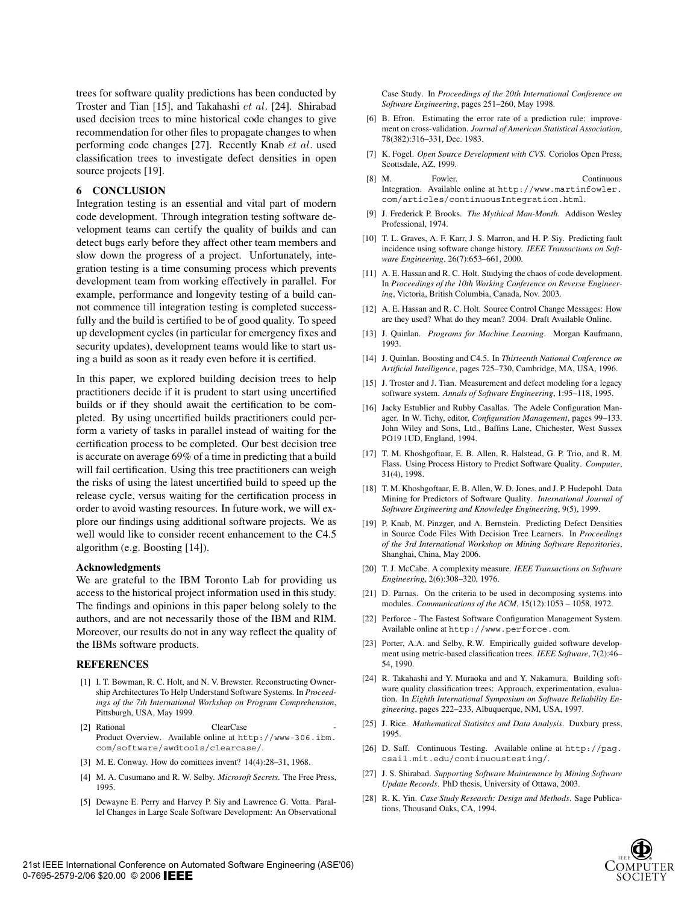trees for software quality predictions has been conducted by Troster and Tian [15], and Takahashi *et al.* [24]. Shirabad used decision trees to mine historical code changes to give recommendation for other files to propagate changes to when performing code changes [27]. Recently Knab *et al.* used classification trees to investigate defect densities in open source projects [19].

## 6 CONCLUSION

Integration testing is an essential and vital part of modern code development. Through integration testing software development teams can certify the quality of builds and can detect bugs early before they affect other team members and slow down the progress of a project. Unfortunately, integration testing is a time consuming process which prevents development team from working effectively in parallel. For example, performance and longevity testing of a build cannot commence till integration testing is completed successfully and the build is certified to be of good quality. To speed up development cycles (in particular for emergency fixes and security updates), development teams would like to start using a build as soon as it ready even before it is certified.

In this paper, we explored building decision trees to help practitioners decide if it is prudent to start using uncertified builds or if they should await the certification to be completed. By using uncertified builds practitioners could perform a variety of tasks in parallel instead of waiting for the certification process to be completed. Our best decision tree is accurate on average 69% of a time in predicting that a build will fail certification. Using this tree practitioners can weigh the risks of using the latest uncertified build to speed up the release cycle, versus waiting for the certification process in order to avoid wasting resources. In future work, we will explore our findings using additional software projects. We as well would like to consider recent enhancement to the C4.5 algorithm (e.g. Boosting [14]).

### Acknowledgments

We are grateful to the IBM Toronto Lab for providing us access to the historical project information used in this study. The findings and opinions in this paper belong solely to the authors, and are not necessarily those of the IBM and RIM. Moreover, our results do not in any way reflect the quality of the IBMs software products.

## REFERENCES

[1] I. T. Bowman, R. C. Holt, and N. V. Brewster. Reconstructing Ownership Architectures To Help Understand Software Systems. In *Proceedings of the 7th International Workshop on Program Comprehension*, Pittsburgh, USA, May 1999.

[2] Rational ClearCase - Product Overview. Available online at http://www-306.ibm.com/software/awdtools/clearcase/.

[3] M. E. Conway. How do comittees invent? 14(4):28–31, 1968.

[4] M. A. Cusumano and R. W. Selby. *Microsoft Secrets*. The Free Press, 1995.

[5] Dewayne E. Perry and Harvey P. Siy and Lawrence G. Votta. Parallel Changes in Large Scale Software Development: An Observational Case Study. In *Proceedings of the 20th International Conference on Software Engineering*, pages 251–260, May 1998.

[6] B. Efron. Estimating the error rate of a prediction rule: improvement on cross-validation. *Journal of American Statistical Association*, 78(382):316–331, Dec. 1983.

[7] K. Fogel. *Open Source Development with CVS*. Coriolos Open Press, Scottsdale, AZ, 1999.

[8] M. Fowler. Continuous Integration. Available online at http://www.martinfowler.com/articles/continuousIntegration.html.

[9] J. Frederick P. Brooks. *The Mythical Man-Month*. Addison Wesley Professional, 1974.

[10] T. L. Graves, A. F. Karr, J. S. Marron, and H. P. Siy. Predicting fault incidence using software change history. *IEEE Transactions on Software Engineering*, 26(7):653–661, 2000.

[11] A. E. Hassan and R. C. Holt. Studying the chaos of code development. In *Proceedings of the 10th Working Conference on Reverse Engineering*, Victoria, British Columbia, Canada, Nov. 2003.

[12] A. E. Hassan and R. C. Holt. Source Control Change Messages: How are they used? What do they mean? 2004. Draft Available Online.

[13] J. Quinlan. *Programs for Machine Learning*. Morgan Kaufmann, 1993.

[14] J. Quinlan. Boosting and C4.5. In *Thirteenth National Conference on Artificial Intelligence*, pages 725–730, Cambridge, MA, USA, 1996.

[15] J. Troster and J. Tian. Measurement and defect modeling for a legacy software system. *Annals of Software Engineering*, 1:95–118, 1995.

[16] Jacky Estublier and Rubby Casallas. The Adele Configuration Manager. In W. Tichy, editor, *Configuration Management*, pages 99–133. John Wiley and Sons, Ltd., Baffins Lane, Chichester, West Sussex PO19 1UD, England, 1994.

[17] T. M. Khoshgoftaar, E. B. Allen, R. Halstead, G. P. Trio, and R. M. Flass. Using Process History to Predict Software Quality. *Computer*, 31(4), 1998.

[18] T. M. Khoshgoftaar, E. B. Allen, W. D. Jones, and J. P. Hudepohl. Data Mining for Predictors of Software Quality. *International Journal of Software Engineering and Knowledge Engineering*, 9(5), 1999.

[19] P. Knab, M. Pinzger, and A. Bernstein. Predicting Defect Densities in Source Code Files With Decision Tree Learners. In *Proceedings of the 3rd International Workshop on Mining Software Repositories*, Shanghai, China, May 2006.

[20] T. J. McCabe. A complexity measure. *IEEE Transactions on Software Engineering*, 2(6):308–320, 1976.

[21] D. Parnas. On the criteria to be used in decomposing systems into modules. *Communications of the ACM*, 15(12):1053 – 1058, 1972.

[22] Perforce - The Fastest Software Configuration Management System. Available online at http://www.perforce.com.

[23] Porter, A.A. and Selby, R.W. Empirically guided software development using metric-based classification trees. *IEEE Software*, 7(2):46–54, 1990.

[24] R. Takahashi and Y. Muraoka and and Y. Nakamura. Building software quality classification trees: Approach, experimentation, evaluation. In *Eighth International Symposium on Software Reliability Engineering*, pages 222–233, Albuquerque, NM, USA, 1997.

[25] J. Rice. *Mathematical Statisitcs and Data Analysis*. Duxbury press, 1995.

[26] D. Saff. Continuous Testing. Available online at http://pag.csail.mit.edu/continuoustesting/.

[27] J. S. Shirabad. *Supporting Software Maintenance by Mining Software Update Records*. PhD thesis, University of Ottawa, 2003.

[28] R. K. Yin. *Case Study Research: Design and Methods*. Sage Publications, Thousand Oaks, CA, 1994.